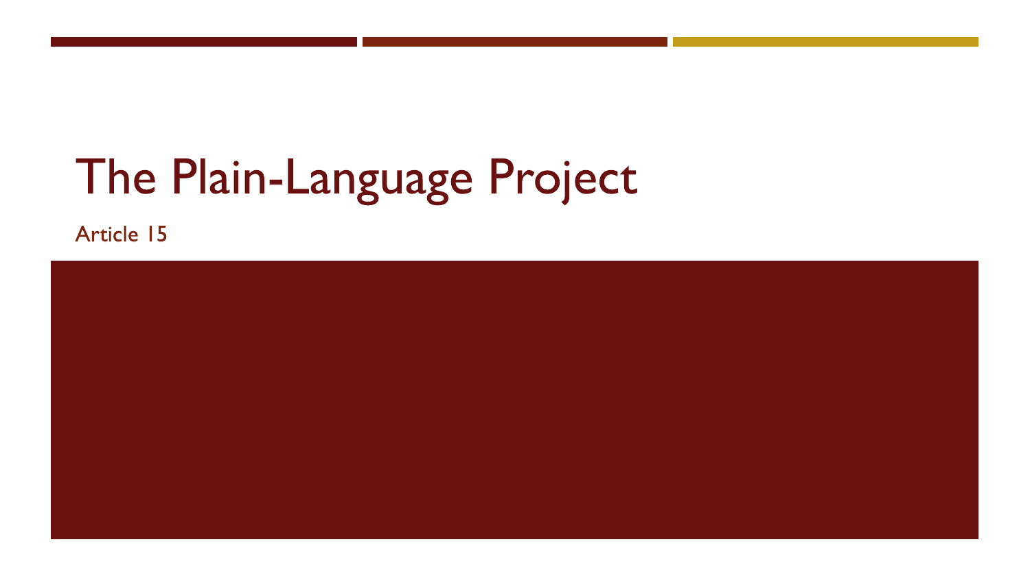# The Plain-Language Project

Article 15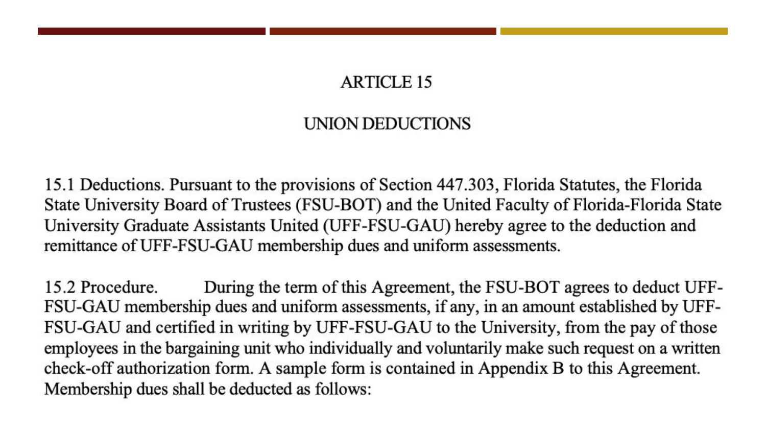# ARTICLE 15

## UNION DEDUCTIONS

15.1 Deductions. Pursuant to the provisions of Section 447.303, Florida Statutes, the Florida State University Board of Trustees (FSU-BOT) and the United Faculty of Florida-Florida State University Graduate Assistants United (UFF-FSU-GAU) hereby agree to the deduction and remittance of UFF-FSU-GAU membership dues and uniform assessments.

15.2 Procedure. During the term of this Agreement, the FSU-BOT agrees to deduct UFF-FSU-GAU membership dues and uniform assessments, if any, in an amount established by UFF-FSU-GAU and certified in writing by UFF-FSU-GAU to the University, from the pay of those employees in the bargaining unit who individually and voluntarily make such request on a written check-off authorization form. A sample form is contained in Appendix B to this Agreement. Membership dues shall be deducted as follows: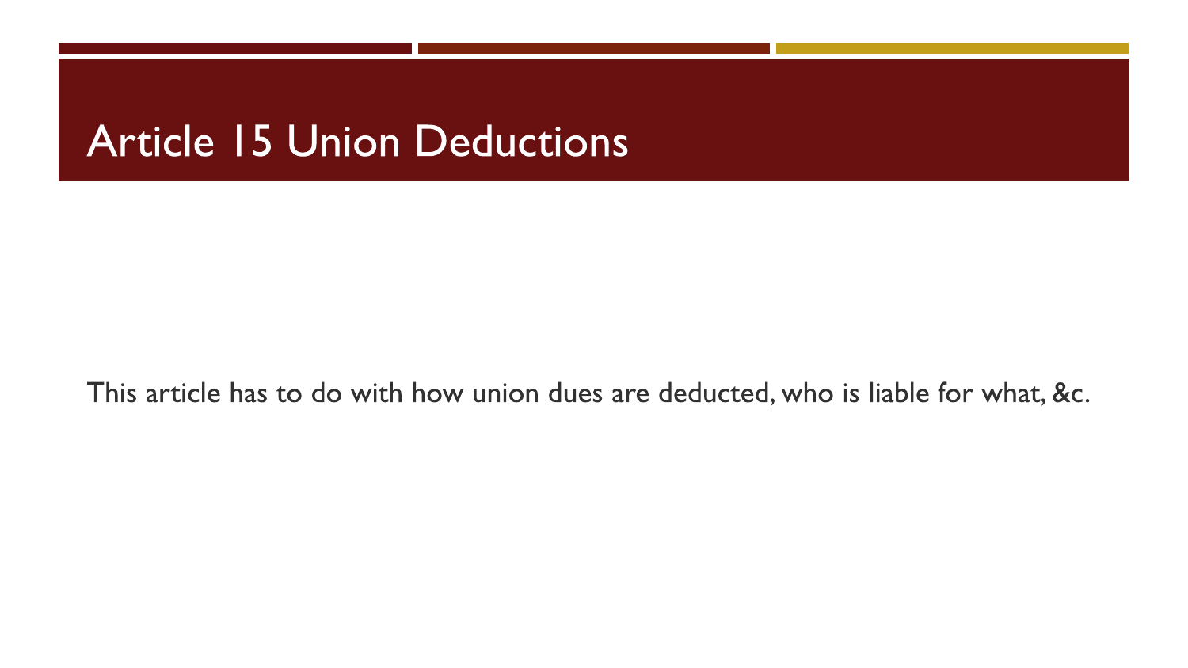# Article 15 Union Deductions

This article has to do with how union dues are deducted, who is liable for what, &c.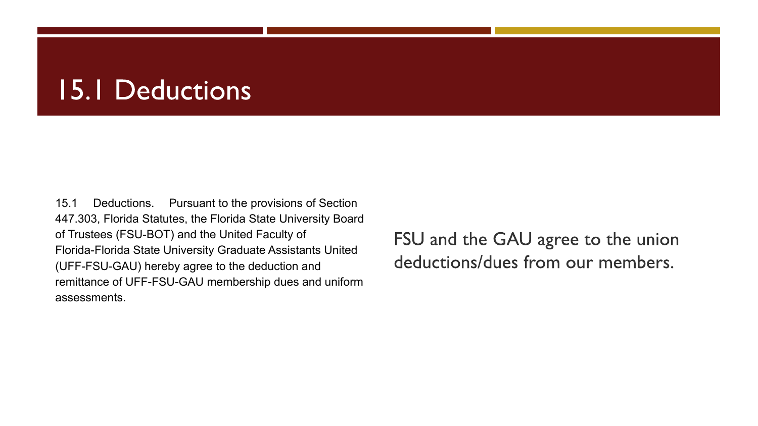# 15.1 Deductions

15.1 Deductions. Pursuant to the provisions of Section 447.303, Florida Statutes, the Florida State University Board of Trustees (FSU-BOT) and the United Faculty of Florida-Florida State University Graduate Assistants United (UFF-FSU-GAU) hereby agree to the deduction and remittance of UFF-FSU-GAU membership dues and uniform assessments.

FSU and the GAU agree to the union deductions/dues from our members.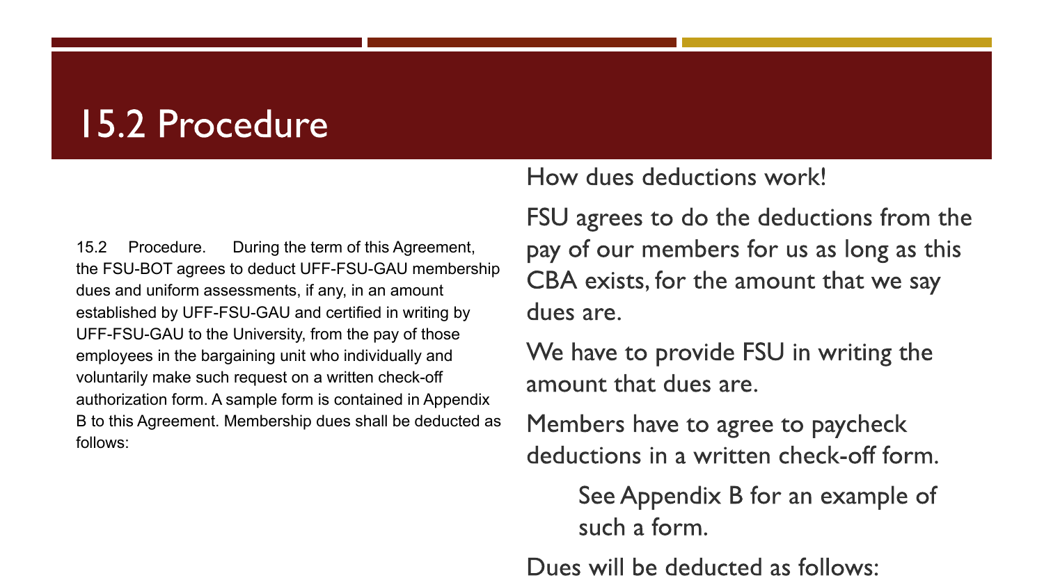# 15.2 Procedure

15.2 Procedure. During the term of this Agreement, the FSU-BOT agrees to deduct UFF-FSU-GAU membership dues and uniform assessments, if any, in an amount established by UFF-FSU-GAU and certified in writing by UFF-FSU-GAU to the University, from the pay of those employees in the bargaining unit who individually and voluntarily make such request on a written check-off authorization form. A sample form is contained in Appendix B to this Agreement. Membership dues shall be deducted as follows:

How dues deductions work!

FSU agrees to do the deductions from the pay of our members for us as long as this CBA exists, for the amount that we say dues are.

We have to provide FSU in writing the amount that dues are.

Members have to agree to paycheck deductions in a written check-off form.

> See Appendix B for an example of such a form.

Dues will be deducted as follows: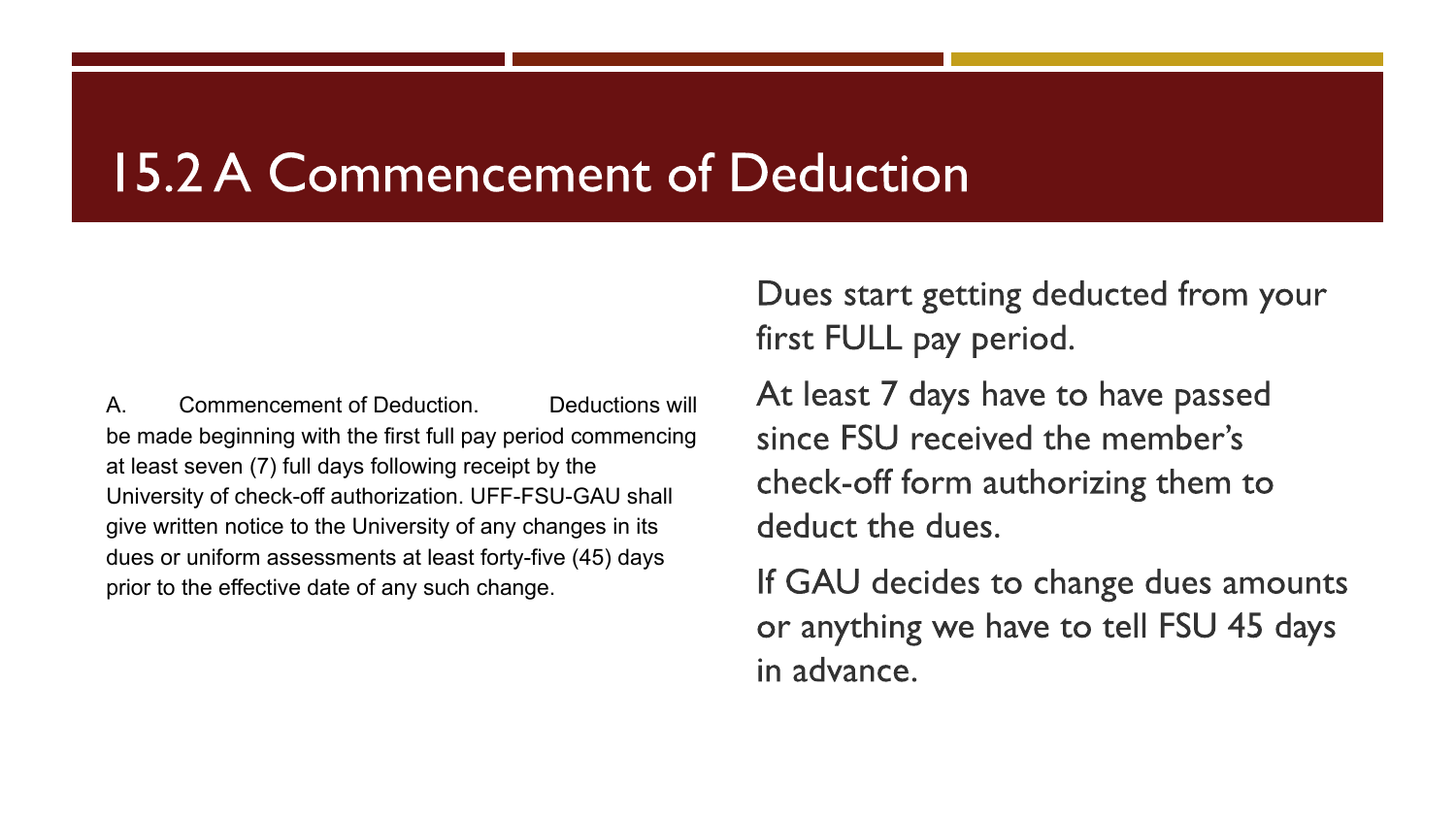# 15.2 A Commencement of Deduction

A. Commencement of Deduction. Deductions will be made beginning with the first full pay period commencing at least seven (7) full days following receipt by the University of check-off authorization. UFF-FSU-GAU shall give written notice to the University of any changes in its dues or uniform assessments at least forty-five (45) days prior to the effective date of any such change.

Dues start getting deducted from your first FULL pay period.

At least 7 days have to have passed since FSU received the member's check-off form authorizing them to deduct the dues.

If GAU decides to change dues amounts or anything we have to tell FSU 45 days in advance.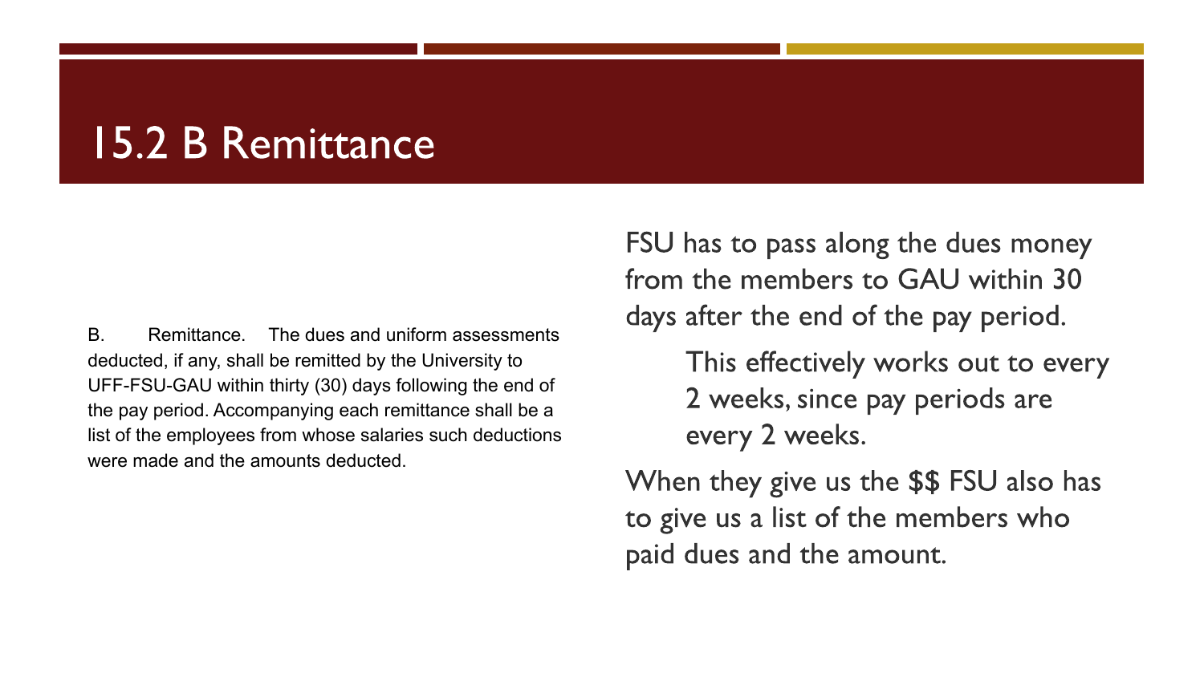# 15.2 B Remittance

B. Remittance. The dues and uniform assessments deducted, if any, shall be remitted by the University to UFF-FSU-GAU within thirty (30) days following the end of the pay period. Accompanying each remittance shall be a list of the employees from whose salaries such deductions were made and the amounts deducted.

FSU has to pass along the dues money from the members to GAU within 30 days after the end of the pay period.

> This effectively works out to every 2 weeks, since pay periods are every 2 weeks.

When they give us the $$ FSU also has to give us a list of the members who paid dues and the amount.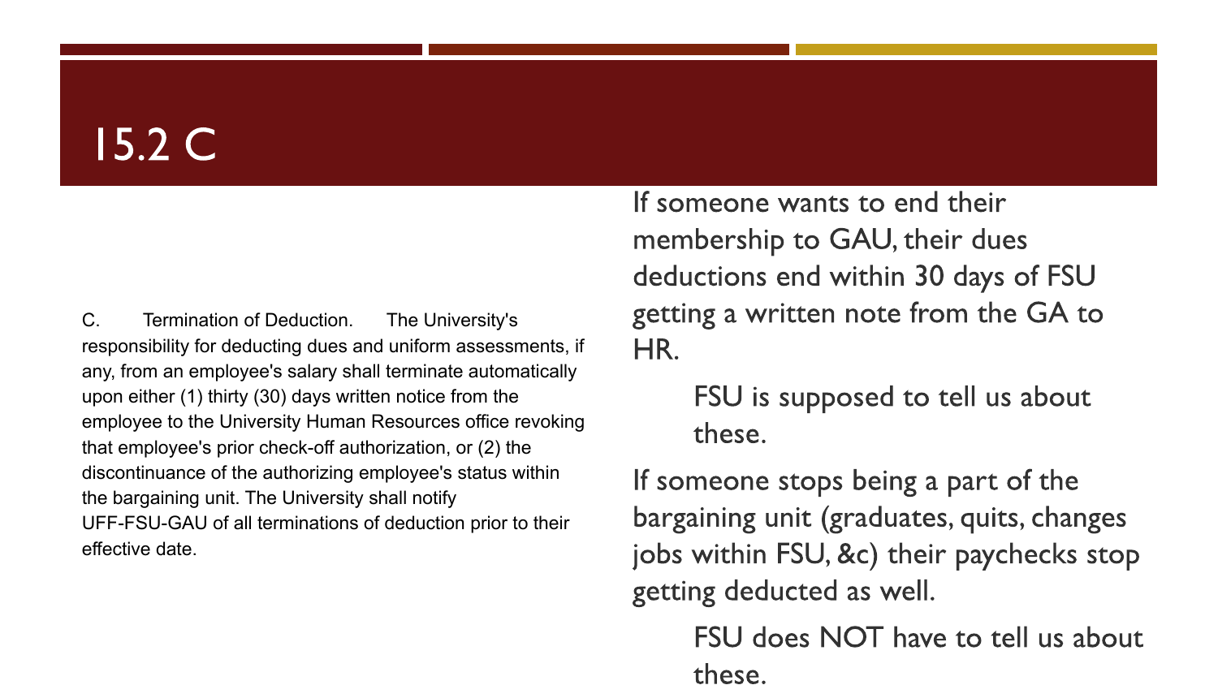# 15.2 C

C. Termination of Deduction. The University's responsibility for deducting dues and uniform assessments, if any, from an employee's salary shall terminate automatically upon either (1) thirty (30) days written notice from the employee to the University Human Resources office revoking that employee's prior check-off authorization, or (2) the discontinuance of the authorizing employee's status within the bargaining unit. The University shall notify UFF-FSU-GAU of all terminations of deduction prior to their effective date.

If someone wants to end their membership to GAU, their dues deductions end within 30 days of FSU getting a written note from the GA to HR.

> FSU is supposed to tell us about these.

If someone stops being a part of the bargaining unit (graduates, quits, changes jobs within FSU, &c) their paychecks stop getting deducted as well.

> FSU does NOT have to tell us about these.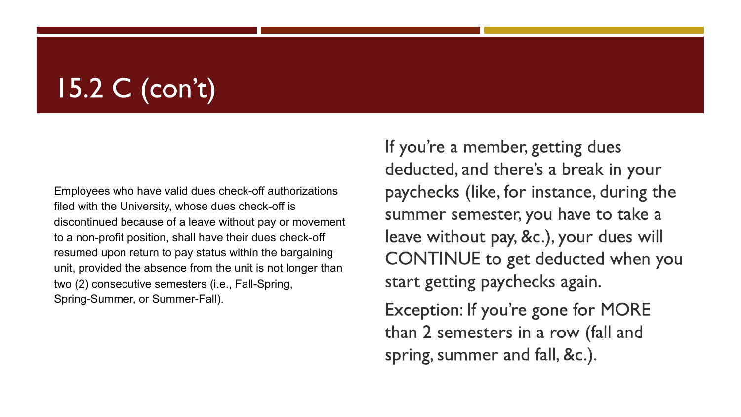# 15.2 C (con't)

Employees who have valid dues check-off authorizations filed with the University, whose dues check-off is discontinued because of a leave without pay or movement to a non-profit position, shall have their dues check-off resumed upon return to pay status within the bargaining unit, provided the absence from the unit is not longer than two (2) consecutive semesters (i.e., Fall-Spring, Spring-Summer, or Summer-Fall).

If you're a member, getting dues deducted, and there's a break in your paychecks (like, for instance, during the summer semester, you have to take a leave without pay, &c.), your dues will CONTINUE to get deducted when you start getting paychecks again.

Exception: If you're gone for MORE than 2 semesters in a row (fall and spring, summer and fall, &c.).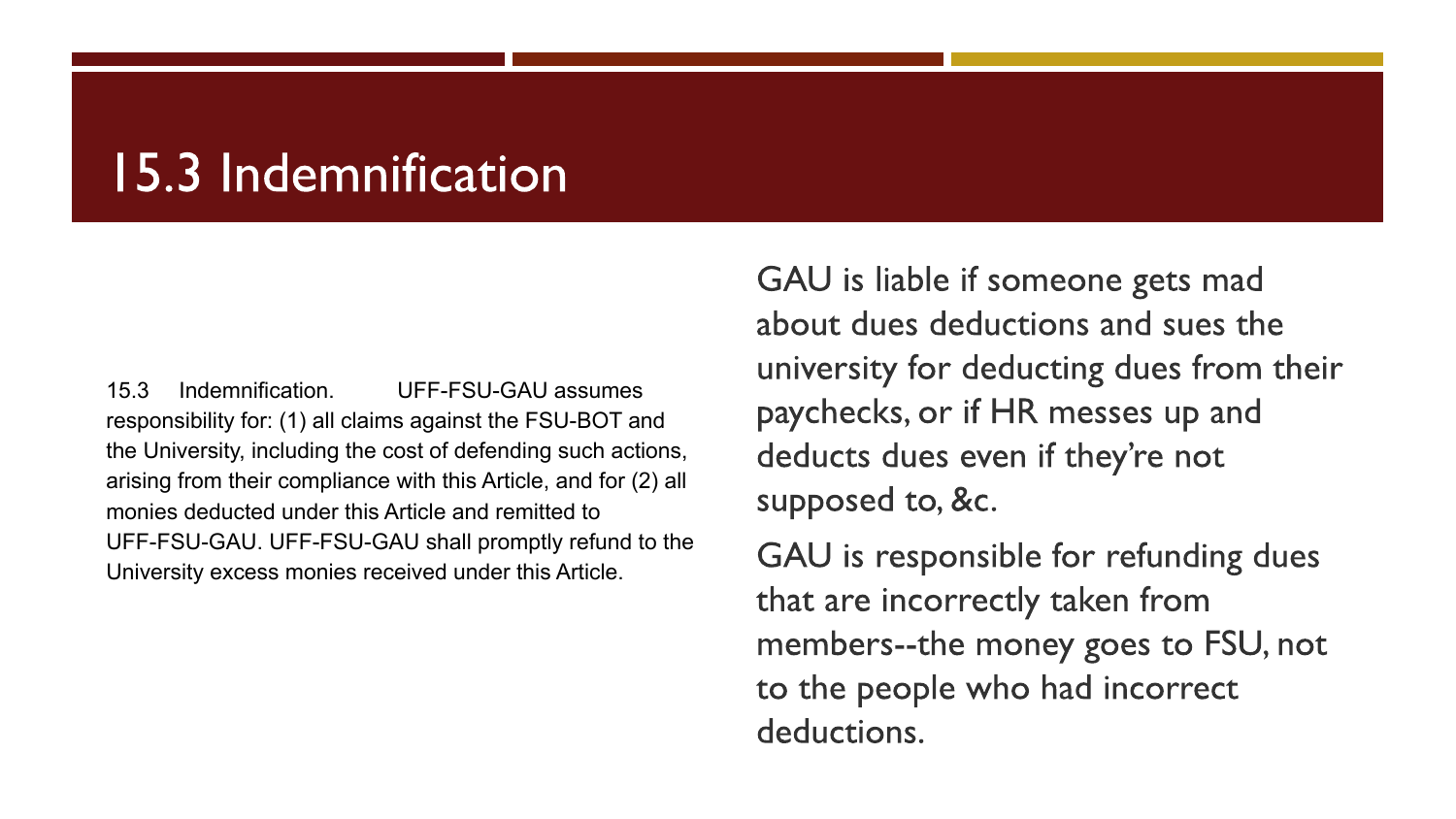# 15.3 Indemnification

15.3 Indemnification. UFF-FSU-GAU assumes responsibility for: (1) all claims against the FSU-BOT and the University, including the cost of defending such actions, arising from their compliance with this Article, and for (2) all monies deducted under this Article and remitted to UFF-FSU-GAU. UFF-FSU-GAU shall promptly refund to the University excess monies received under this Article.

GAU is liable if someone gets mad about dues deductions and sues the university for deducting dues from their paychecks, or if HR messes up and deducts dues even if they're not supposed to, &c.

GAU is responsible for refunding dues that are incorrectly taken from members--the money goes to FSU, not to the people who had incorrect deductions.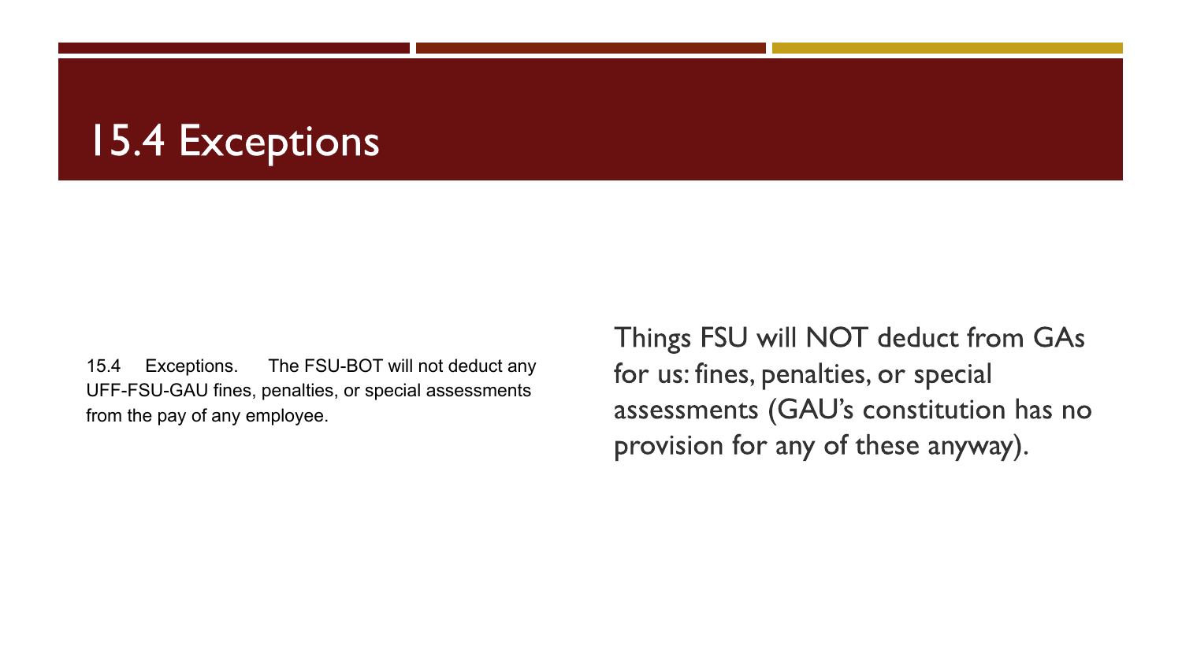# 15.4 Exceptions

15.4 Exceptions. The FSU-BOT will not deduct any UFF-FSU-GAU fines, penalties, or special assessments from the pay of any employee.

Things FSU will NOT deduct from GAs for us: fines, penalties, or special assessments (GAU's constitution has no provision for any of these anyway).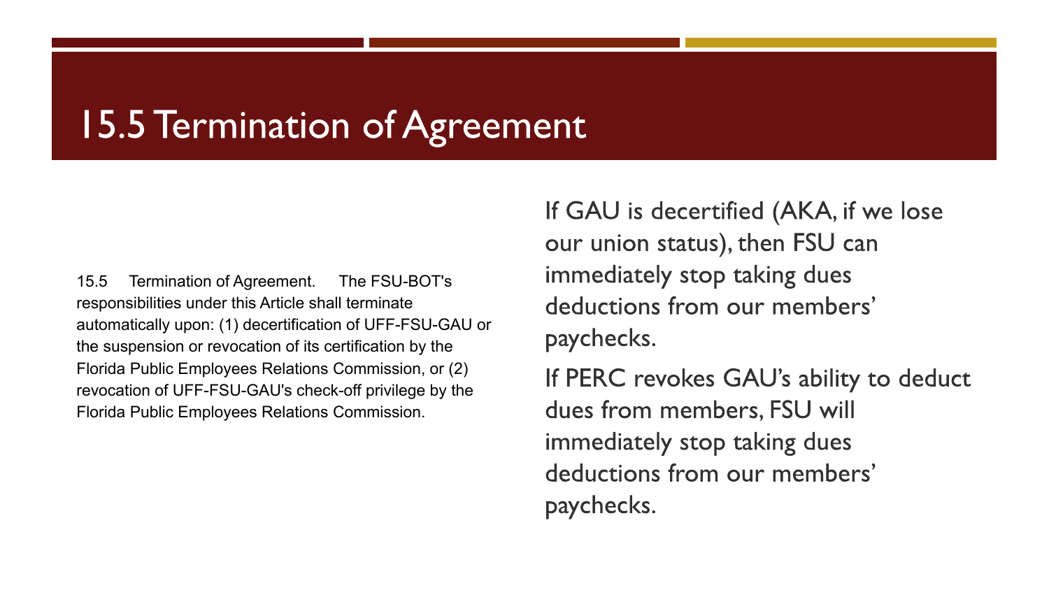# 15.5 Termination of Agreement

15.5 Termination of Agreement. The FSU-BOT's responsibilities under this Article shall terminate automatically upon: (1) decertification of UFF-FSU-GAU or the suspension or revocation of its certification by the Florida Public Employees Relations Commission, or (2) revocation of UFF-FSU-GAU's check-off privilege by the Florida Public Employees Relations Commission.

If GAU is decertified (AKA, if we lose our union status), then FSU can immediately stop taking dues deductions from our members' paychecks.

If PERC revokes GAU's ability to deduct dues from members, FSU will immediately stop taking dues deductions from our members' paychecks.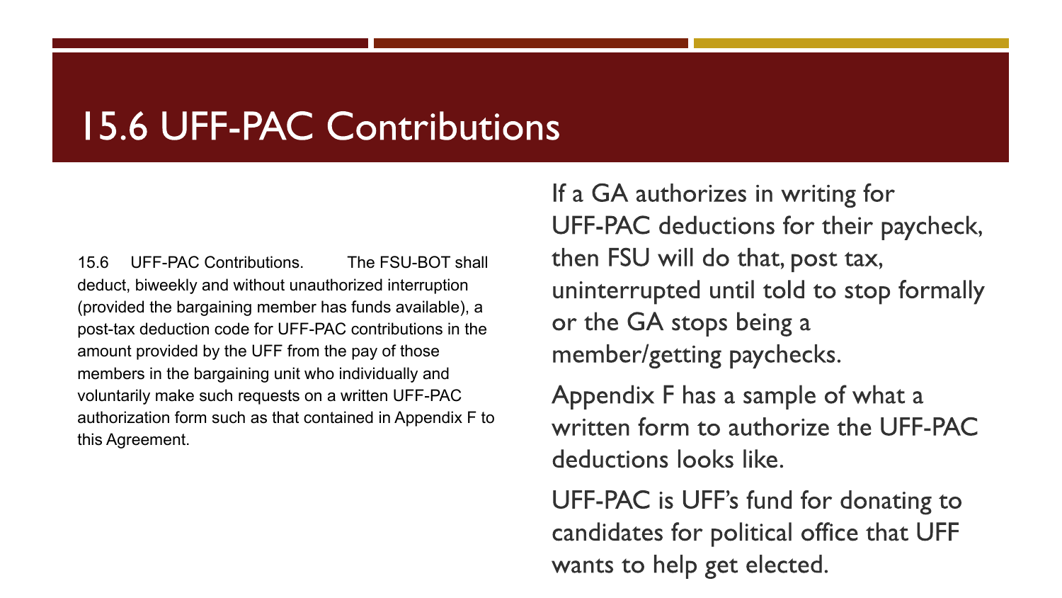# 15.6 UFF-PAC Contributions

15.6 UFF-PAC Contributions. The FSU-BOT shall deduct, biweekly and without unauthorized interruption (provided the bargaining member has funds available), a post-tax deduction code for UFF-PAC contributions in the amount provided by the UFF from the pay of those members in the bargaining unit who individually and voluntarily make such requests on a written UFF-PAC authorization form such as that contained in Appendix F to this Agreement.

If a GA authorizes in writing for UFF-PAC deductions for their paycheck, then FSU will do that, post tax, uninterrupted until told to stop formally or the GA stops being a member/getting paychecks.

Appendix F has a sample of what a written form to authorize the UFF-PAC deductions looks like.

UFF-PAC is UFF's fund for donating to candidates for political office that UFF wants to help get elected.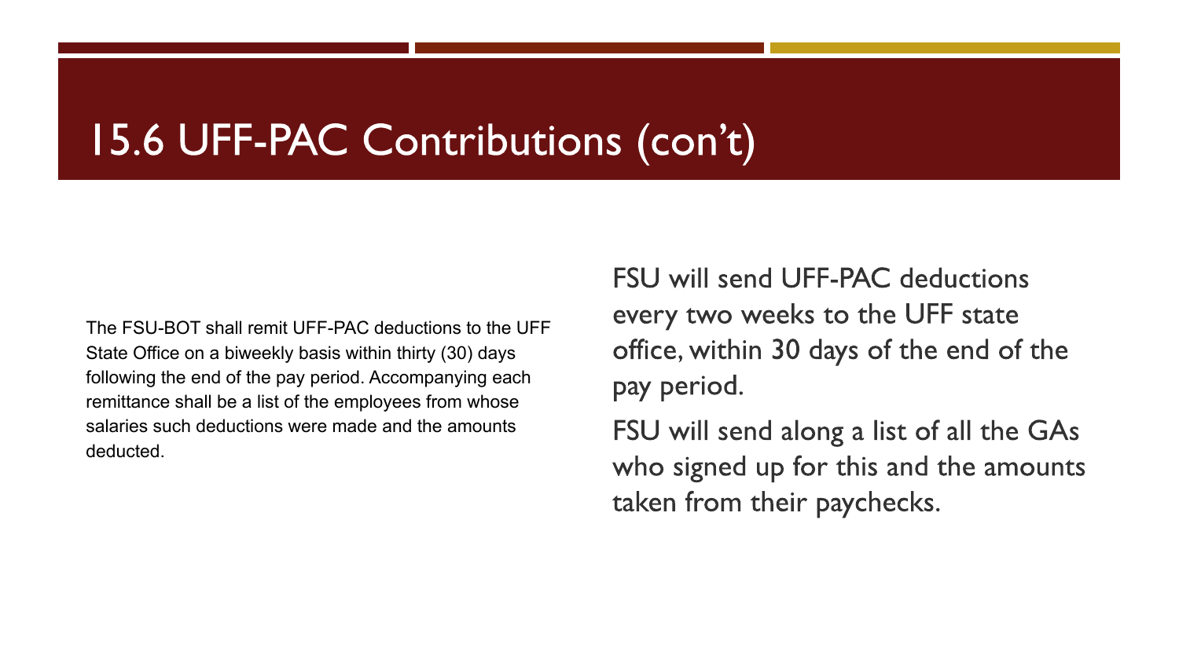# 15.6 UFF-PAC Contributions (con't)

The FSU-BOT shall remit UFF-PAC deductions to the UFF State Office on a biweekly basis within thirty (30) days following the end of the pay period. Accompanying each remittance shall be a list of the employees from whose salaries such deductions were made and the amounts deducted.

FSU will send UFF-PAC deductions every two weeks to the UFF state office, within 30 days of the end of the pay period.

FSU will send along a list of all the GAs who signed up for this and the amounts taken from their paychecks.